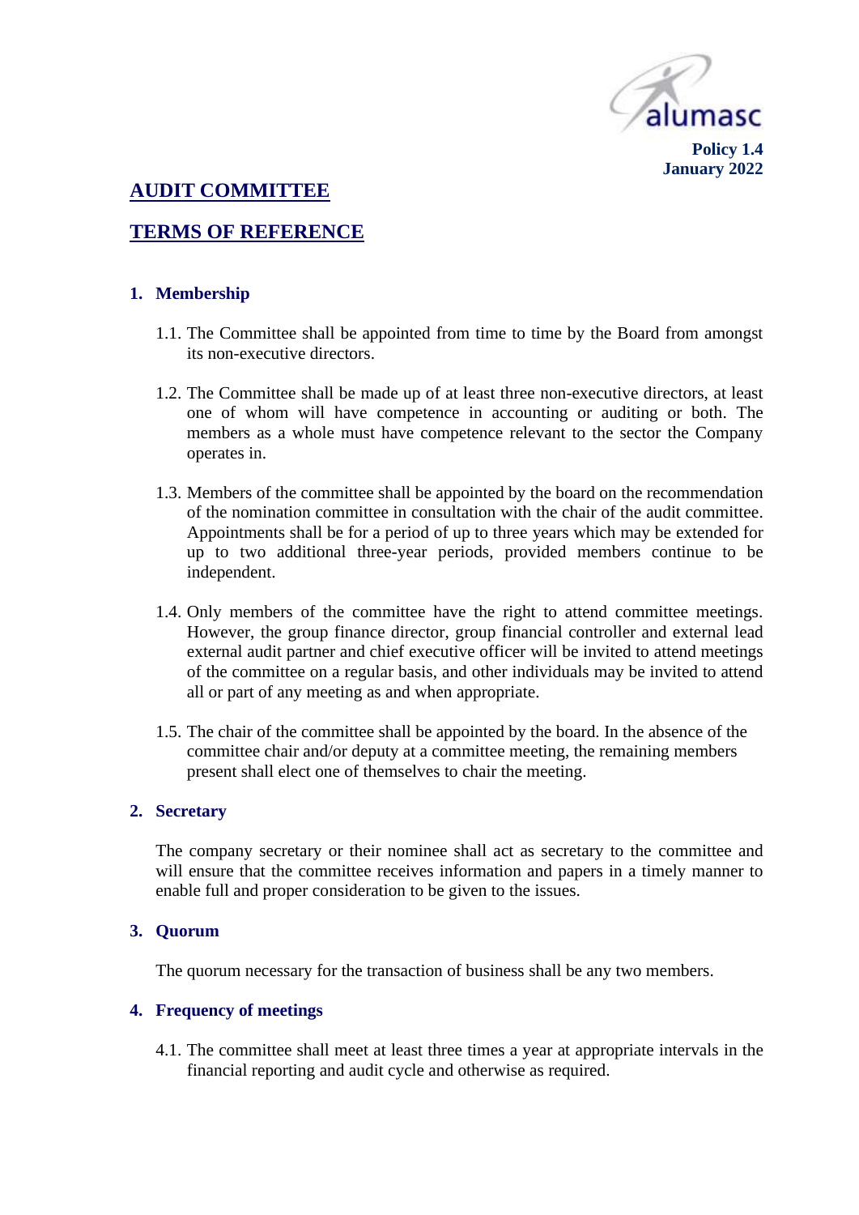alumasc

**Policy 1.4**
**January 2022**

# AUDIT COMMITTEE

# TERMS OF REFERENCE

## 1. Membership

1.1. The Committee shall be appointed from time to time by the Board from amongst its non-executive directors.

1.2. The Committee shall be made up of at least three non-executive directors, at least one of whom will have competence in accounting or auditing or both. The members as a whole must have competence relevant to the sector the Company operates in.

1.3. Members of the committee shall be appointed by the board on the recommendation of the nomination committee in consultation with the chair of the audit committee. Appointments shall be for a period of up to three years which may be extended for up to two additional three-year periods, provided members continue to be independent.

1.4. Only members of the committee have the right to attend committee meetings. However, the group finance director, group financial controller and external lead external audit partner and chief executive officer will be invited to attend meetings of the committee on a regular basis, and other individuals may be invited to attend all or part of any meeting as and when appropriate.

1.5. The chair of the committee shall be appointed by the board. In the absence of the committee chair and/or deputy at a committee meeting, the remaining members present shall elect one of themselves to chair the meeting.

## 2. Secretary

The company secretary or their nominee shall act as secretary to the committee and will ensure that the committee receives information and papers in a timely manner to enable full and proper consideration to be given to the issues.

## 3. Quorum

The quorum necessary for the transaction of business shall be any two members.

## 4. Frequency of meetings

4.1. The committee shall meet at least three times a year at appropriate intervals in the financial reporting and audit cycle and otherwise as required.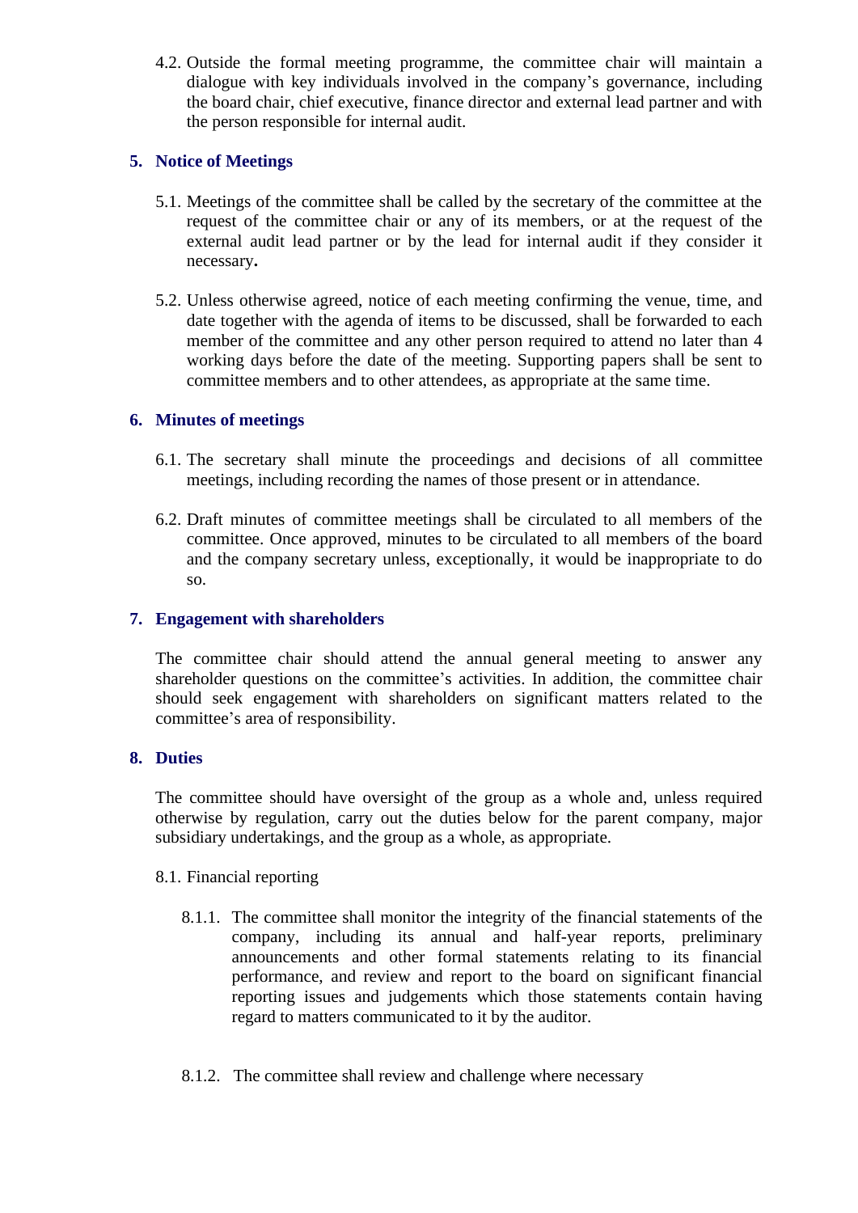4.2. Outside the formal meeting programme, the committee chair will maintain a dialogue with key individuals involved in the company's governance, including the board chair, chief executive, finance director and external lead partner and with the person responsible for internal audit.

## 5. Notice of Meetings

5.1. Meetings of the committee shall be called by the secretary of the committee at the request of the committee chair or any of its members, or at the request of the external audit lead partner or by the lead for internal audit if they consider it necessary**.**

5.2. Unless otherwise agreed, notice of each meeting confirming the venue, time, and date together with the agenda of items to be discussed, shall be forwarded to each member of the committee and any other person required to attend no later than 4 working days before the date of the meeting. Supporting papers shall be sent to committee members and to other attendees, as appropriate at the same time.

## 6. Minutes of meetings

6.1. The secretary shall minute the proceedings and decisions of all committee meetings, including recording the names of those present or in attendance.

6.2. Draft minutes of committee meetings shall be circulated to all members of the committee. Once approved, minutes to be circulated to all members of the board and the company secretary unless, exceptionally, it would be inappropriate to do so.

## 7. Engagement with shareholders

The committee chair should attend the annual general meeting to answer any shareholder questions on the committee's activities. In addition, the committee chair should seek engagement with shareholders on significant matters related to the committee's area of responsibility.

## 8. Duties

The committee should have oversight of the group as a whole and, unless required otherwise by regulation, carry out the duties below for the parent company, major subsidiary undertakings, and the group as a whole, as appropriate.

8.1. Financial reporting

8.1.1. The committee shall monitor the integrity of the financial statements of the company, including its annual and half-year reports, preliminary announcements and other formal statements relating to its financial performance, and review and report to the board on significant financial reporting issues and judgements which those statements contain having regard to matters communicated to it by the auditor.

8.1.2. The committee shall review and challenge where necessary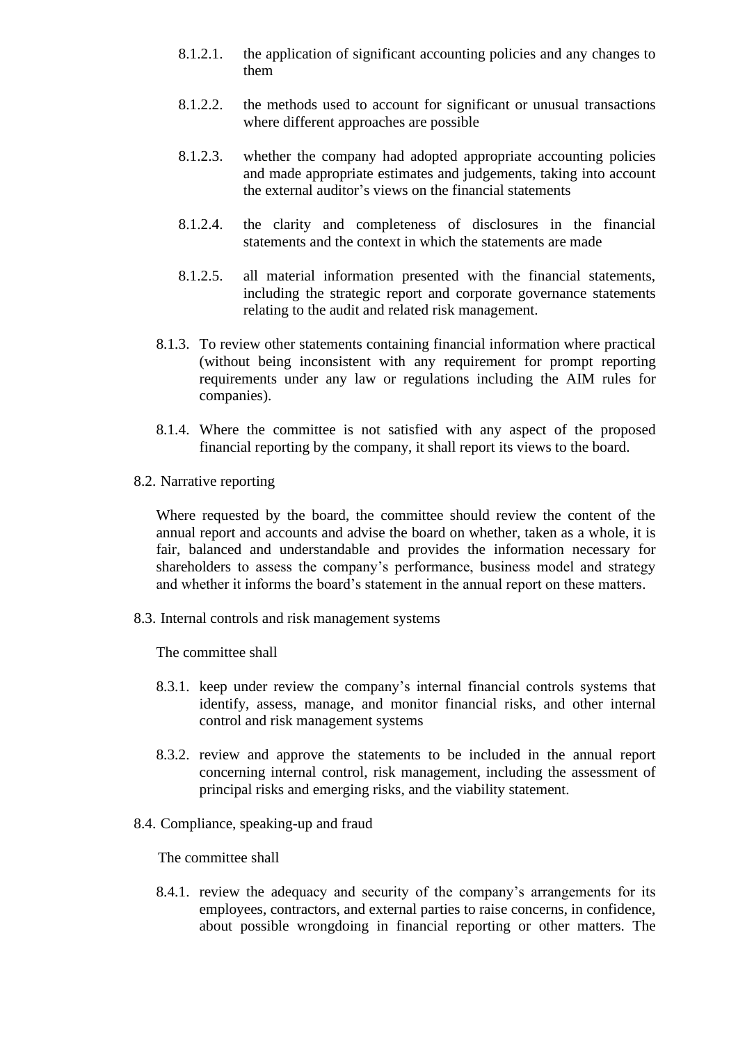8.1.2.1. the application of significant accounting policies and any changes to them

8.1.2.2. the methods used to account for significant or unusual transactions where different approaches are possible

8.1.2.3. whether the company had adopted appropriate accounting policies and made appropriate estimates and judgements, taking into account the external auditor's views on the financial statements

8.1.2.4. the clarity and completeness of disclosures in the financial statements and the context in which the statements are made

8.1.2.5. all material information presented with the financial statements, including the strategic report and corporate governance statements relating to the audit and related risk management.

8.1.3. To review other statements containing financial information where practical (without being inconsistent with any requirement for prompt reporting requirements under any law or regulations including the AIM rules for companies).

8.1.4. Where the committee is not satisfied with any aspect of the proposed financial reporting by the company, it shall report its views to the board.

8.2. Narrative reporting

Where requested by the board, the committee should review the content of the annual report and accounts and advise the board on whether, taken as a whole, it is fair, balanced and understandable and provides the information necessary for shareholders to assess the company's performance, business model and strategy and whether it informs the board's statement in the annual report on these matters.

8.3. Internal controls and risk management systems

The committee shall

8.3.1. keep under review the company's internal financial controls systems that identify, assess, manage, and monitor financial risks, and other internal control and risk management systems

8.3.2. review and approve the statements to be included in the annual report concerning internal control, risk management, including the assessment of principal risks and emerging risks, and the viability statement.

8.4. Compliance, speaking-up and fraud

The committee shall

8.4.1. review the adequacy and security of the company's arrangements for its employees, contractors, and external parties to raise concerns, in confidence, about possible wrongdoing in financial reporting or other matters. The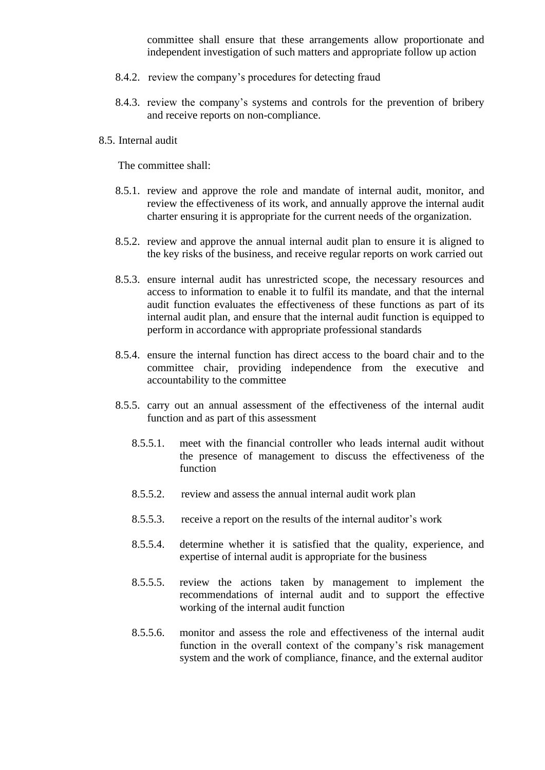committee shall ensure that these arrangements allow proportionate and independent investigation of such matters and appropriate follow up action

8.4.2. review the company's procedures for detecting fraud

8.4.3. review the company's systems and controls for the prevention of bribery and receive reports on non-compliance.

8.5. Internal audit

The committee shall:

8.5.1. review and approve the role and mandate of internal audit, monitor, and review the effectiveness of its work, and annually approve the internal audit charter ensuring it is appropriate for the current needs of the organization.

8.5.2. review and approve the annual internal audit plan to ensure it is aligned to the key risks of the business, and receive regular reports on work carried out

8.5.3. ensure internal audit has unrestricted scope, the necessary resources and access to information to enable it to fulfil its mandate, and that the internal audit function evaluates the effectiveness of these functions as part of its internal audit plan, and ensure that the internal audit function is equipped to perform in accordance with appropriate professional standards

8.5.4. ensure the internal function has direct access to the board chair and to the committee chair, providing independence from the executive and accountability to the committee

8.5.5. carry out an annual assessment of the effectiveness of the internal audit function and as part of this assessment

8.5.5.1. meet with the financial controller who leads internal audit without the presence of management to discuss the effectiveness of the function

8.5.5.2. review and assess the annual internal audit work plan

8.5.5.3. receive a report on the results of the internal auditor's work

8.5.5.4. determine whether it is satisfied that the quality, experience, and expertise of internal audit is appropriate for the business

8.5.5.5. review the actions taken by management to implement the recommendations of internal audit and to support the effective working of the internal audit function

8.5.5.6. monitor and assess the role and effectiveness of the internal audit function in the overall context of the company's risk management system and the work of compliance, finance, and the external auditor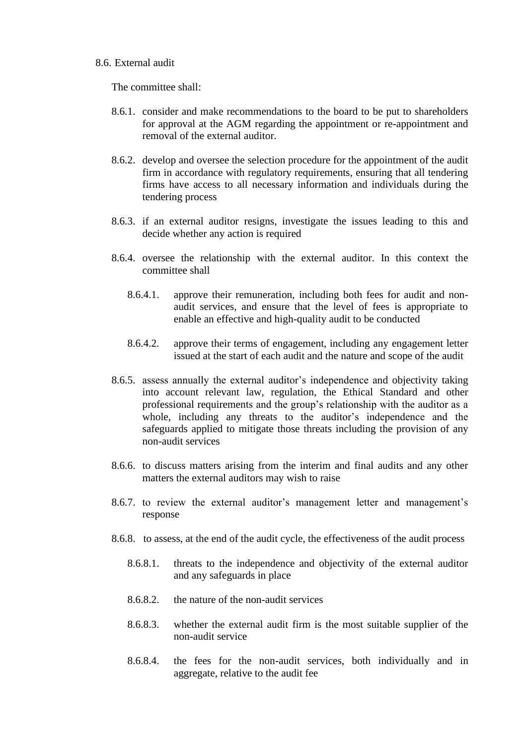8.6. External audit

The committee shall:

8.6.1. consider and make recommendations to the board to be put to shareholders for approval at the AGM regarding the appointment or re-appointment and removal of the external auditor.

8.6.2. develop and oversee the selection procedure for the appointment of the audit firm in accordance with regulatory requirements, ensuring that all tendering firms have access to all necessary information and individuals during the tendering process

8.6.3. if an external auditor resigns, investigate the issues leading to this and decide whether any action is required

8.6.4. oversee the relationship with the external auditor. In this context the committee shall

8.6.4.1. approve their remuneration, including both fees for audit and non-audit services, and ensure that the level of fees is appropriate to enable an effective and high-quality audit to be conducted

8.6.4.2. approve their terms of engagement, including any engagement letter issued at the start of each audit and the nature and scope of the audit

8.6.5. assess annually the external auditor's independence and objectivity taking into account relevant law, regulation, the Ethical Standard and other professional requirements and the group's relationship with the auditor as a whole, including any threats to the auditor's independence and the safeguards applied to mitigate those threats including the provision of any non-audit services

8.6.6. to discuss matters arising from the interim and final audits and any other matters the external auditors may wish to raise

8.6.7. to review the external auditor's management letter and management's response

8.6.8. to assess, at the end of the audit cycle, the effectiveness of the audit process

8.6.8.1. threats to the independence and objectivity of the external auditor and any safeguards in place

8.6.8.2. the nature of the non-audit services

8.6.8.3. whether the external audit firm is the most suitable supplier of the non-audit service

8.6.8.4. the fees for the non-audit services, both individually and in aggregate, relative to the audit fee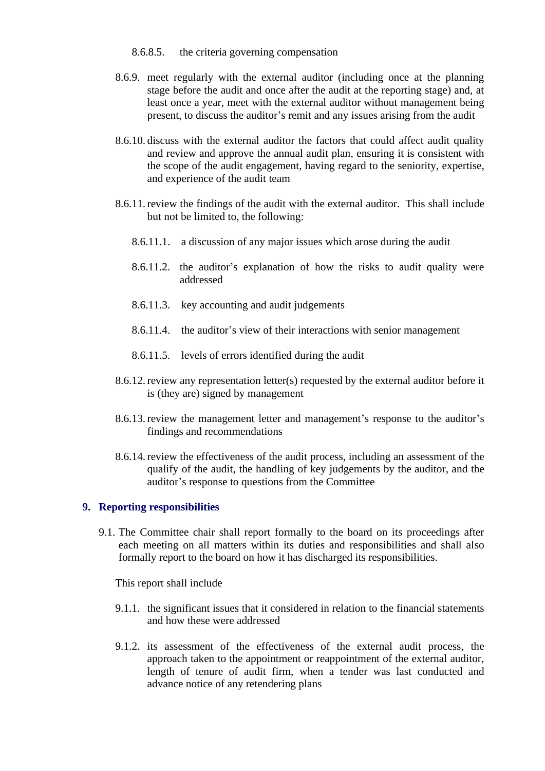8.6.8.5. the criteria governing compensation

8.6.9. meet regularly with the external auditor (including once at the planning stage before the audit and once after the audit at the reporting stage) and, at least once a year, meet with the external auditor without management being present, to discuss the auditor's remit and any issues arising from the audit

8.6.10. discuss with the external auditor the factors that could affect audit quality and review and approve the annual audit plan, ensuring it is consistent with the scope of the audit engagement, having regard to the seniority, expertise, and experience of the audit team

8.6.11. review the findings of the audit with the external auditor. This shall include but not be limited to, the following:

8.6.11.1. a discussion of any major issues which arose during the audit

8.6.11.2. the auditor's explanation of how the risks to audit quality were addressed

8.6.11.3. key accounting and audit judgements

8.6.11.4. the auditor's view of their interactions with senior management

8.6.11.5. levels of errors identified during the audit

8.6.12. review any representation letter(s) requested by the external auditor before it is (they are) signed by management

8.6.13. review the management letter and management's response to the auditor's findings and recommendations

8.6.14. review the effectiveness of the audit process, including an assessment of the qualify of the audit, the handling of key judgements by the auditor, and the auditor's response to questions from the Committee

## 9. Reporting responsibilities

9.1. The Committee chair shall report formally to the board on its proceedings after each meeting on all matters within its duties and responsibilities and shall also formally report to the board on how it has discharged its responsibilities.

This report shall include

9.1.1. the significant issues that it considered in relation to the financial statements and how these were addressed

9.1.2. its assessment of the effectiveness of the external audit process, the approach taken to the appointment or reappointment of the external auditor, length of tenure of audit firm, when a tender was last conducted and advance notice of any retendering plans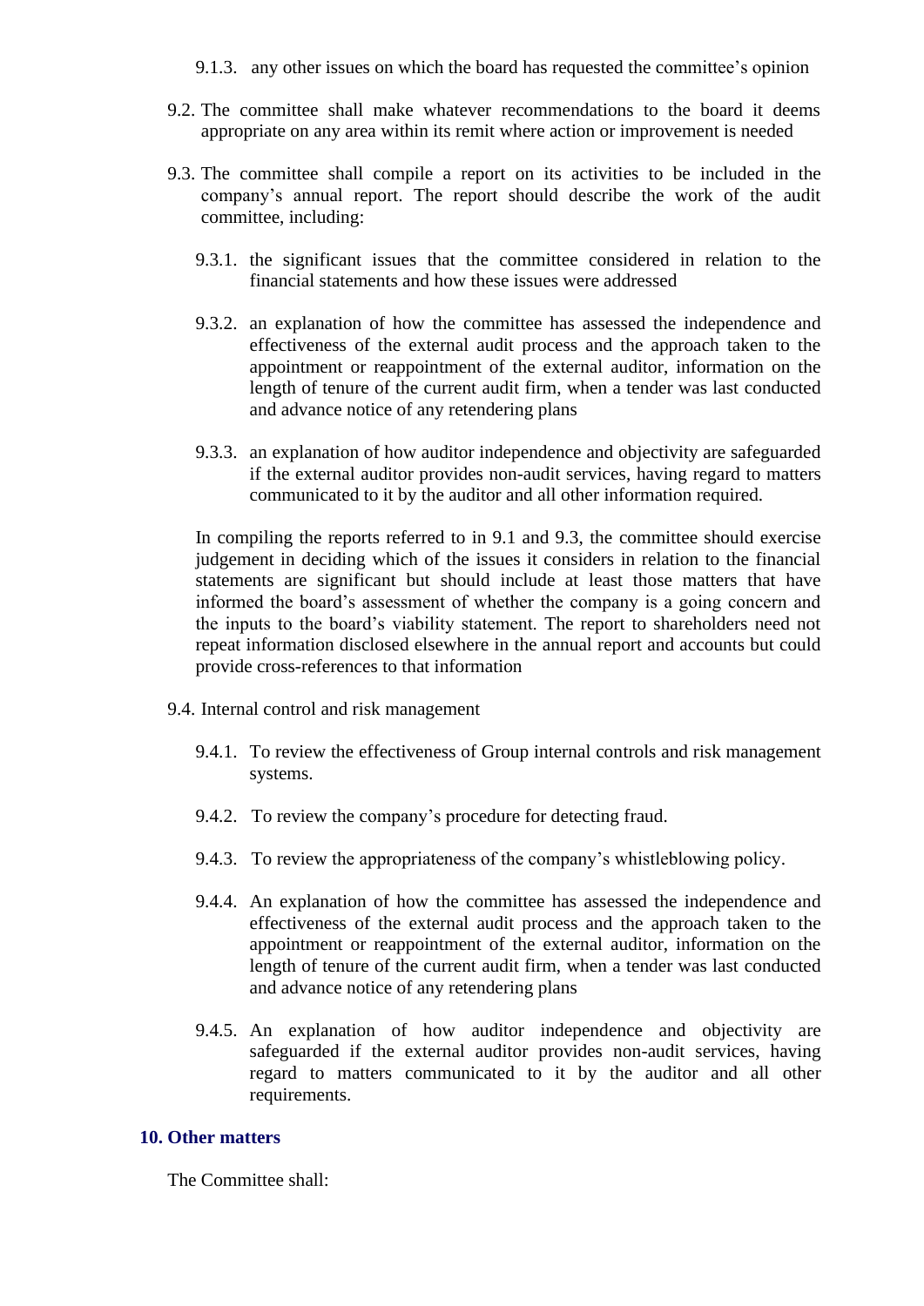9.1.3. any other issues on which the board has requested the committee's opinion

9.2. The committee shall make whatever recommendations to the board it deems appropriate on any area within its remit where action or improvement is needed

9.3. The committee shall compile a report on its activities to be included in the company's annual report. The report should describe the work of the audit committee, including:

9.3.1. the significant issues that the committee considered in relation to the financial statements and how these issues were addressed

9.3.2. an explanation of how the committee has assessed the independence and effectiveness of the external audit process and the approach taken to the appointment or reappointment of the external auditor, information on the length of tenure of the current audit firm, when a tender was last conducted and advance notice of any retendering plans

9.3.3. an explanation of how auditor independence and objectivity are safeguarded if the external auditor provides non-audit services, having regard to matters communicated to it by the auditor and all other information required.

In compiling the reports referred to in 9.1 and 9.3, the committee should exercise judgement in deciding which of the issues it considers in relation to the financial statements are significant but should include at least those matters that have informed the board's assessment of whether the company is a going concern and the inputs to the board's viability statement. The report to shareholders need not repeat information disclosed elsewhere in the annual report and accounts but could provide cross-references to that information

9.4. Internal control and risk management

9.4.1. To review the effectiveness of Group internal controls and risk management systems.

9.4.2. To review the company's procedure for detecting fraud.

9.4.3. To review the appropriateness of the company's whistleblowing policy.

9.4.4. An explanation of how the committee has assessed the independence and effectiveness of the external audit process and the approach taken to the appointment or reappointment of the external auditor, information on the length of tenure of the current audit firm, when a tender was last conducted and advance notice of any retendering plans

9.4.5. An explanation of how auditor independence and objectivity are safeguarded if the external auditor provides non-audit services, having regard to matters communicated to it by the auditor and all other requirements.

## 10. Other matters

The Committee shall: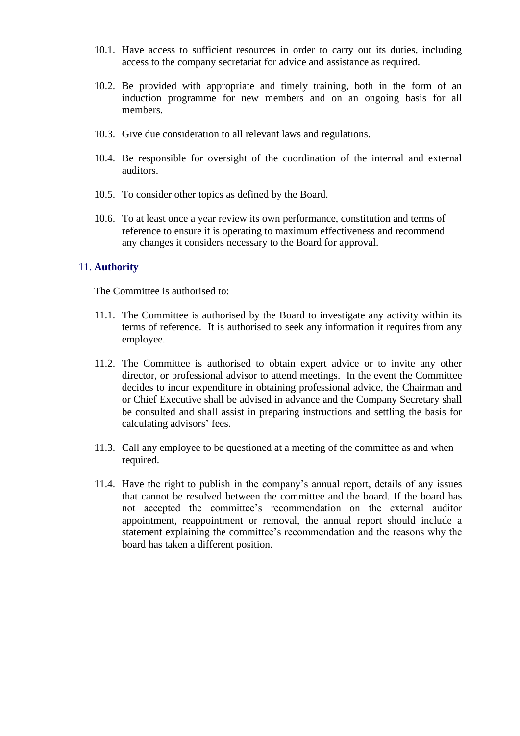10.1. Have access to sufficient resources in order to carry out its duties, including access to the company secretariat for advice and assistance as required.

10.2. Be provided with appropriate and timely training, both in the form of an induction programme for new members and on an ongoing basis for all members.

10.3. Give due consideration to all relevant laws and regulations.

10.4. Be responsible for oversight of the coordination of the internal and external auditors.

10.5. To consider other topics as defined by the Board.

10.6. To at least once a year review its own performance, constitution and terms of reference to ensure it is operating to maximum effectiveness and recommend any changes it considers necessary to the Board for approval.

## 11. **Authority**

The Committee is authorised to:

11.1. The Committee is authorised by the Board to investigate any activity within its terms of reference. It is authorised to seek any information it requires from any employee.

11.2. The Committee is authorised to obtain expert advice or to invite any other director, or professional advisor to attend meetings. In the event the Committee decides to incur expenditure in obtaining professional advice, the Chairman and or Chief Executive shall be advised in advance and the Company Secretary shall be consulted and shall assist in preparing instructions and settling the basis for calculating advisors' fees.

11.3. Call any employee to be questioned at a meeting of the committee as and when required.

11.4. Have the right to publish in the company's annual report, details of any issues that cannot be resolved between the committee and the board. If the board has not accepted the committee's recommendation on the external auditor appointment, reappointment or removal, the annual report should include a statement explaining the committee's recommendation and the reasons why the board has taken a different position.